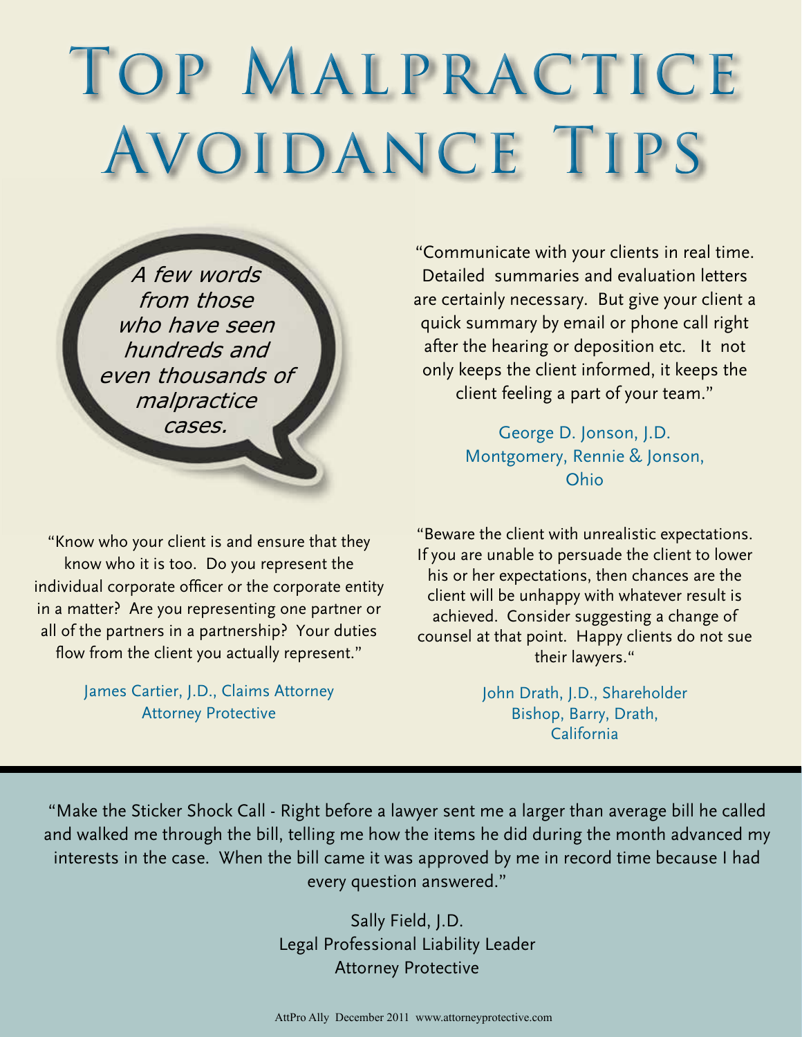# Top Malpractice Avoidance Tips

*A few words from those who have seen hundreds and even thousands of malpractice cases.*

"Communicate with your clients in real time. Detailed summaries and evaluation letters are certainly necessary. But give your client a quick summary by email or phone call right after the hearing or deposition etc. It not only keeps the client informed, it keeps the client feeling a part of your team."

George D. Jonson, J.D.
Montgomery, Rennie & Jonson,
Ohio

"Know who your client is and ensure that they know who it is too. Do you represent the individual corporate officer or the corporate entity in a matter? Are you representing one partner or all of the partners in a partnership? Your duties flow from the client you actually represent."

James Cartier, J.D., Claims Attorney
Attorney Protective

"Beware the client with unrealistic expectations. If you are unable to persuade the client to lower his or her expectations, then chances are the client will be unhappy with whatever result is achieved. Consider suggesting a change of counsel at that point. Happy clients do not sue their lawyers."

John Drath, J.D., Shareholder
Bishop, Barry, Drath,
California

"Make the Sticker Shock Call - Right before a lawyer sent me a larger than average bill he called and walked me through the bill, telling me how the items he did during the month advanced my interests in the case. When the bill came it was approved by me in record time because I had every question answered."

Sally Field, J.D.
Legal Professional Liability Leader
Attorney Protective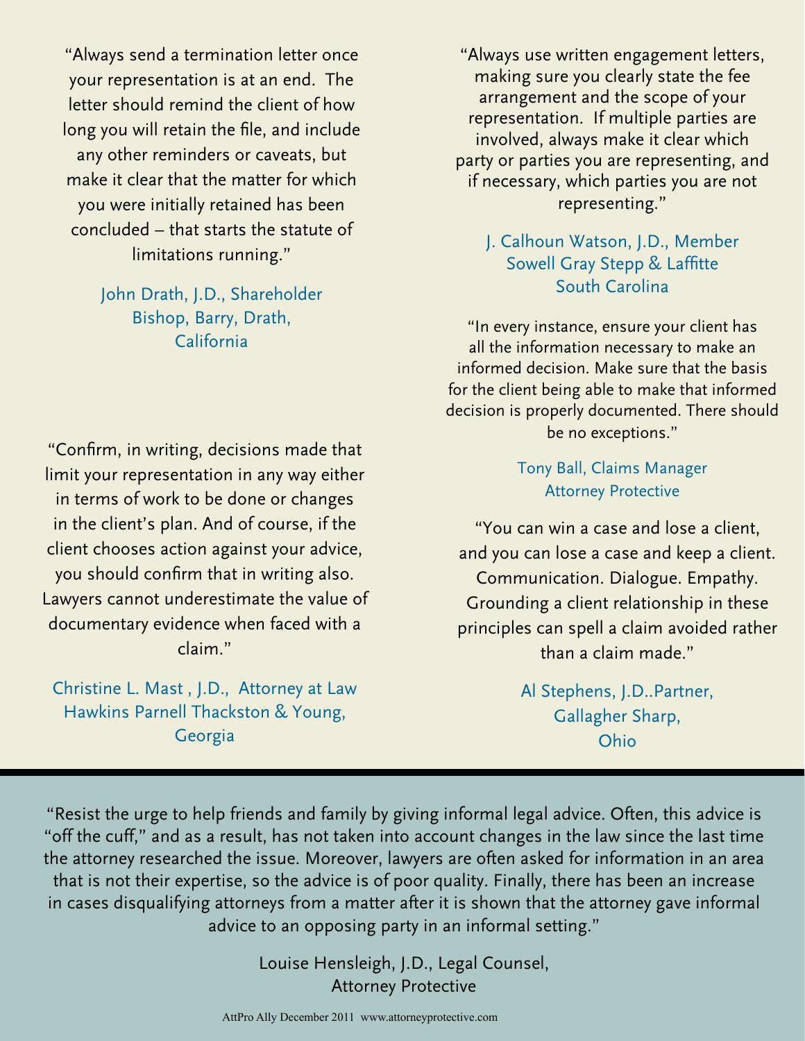"Always send a termination letter once your representation is at an end. The letter should remind the client of how long you will retain the file, and include any other reminders or caveats, but make it clear that the matter for which you were initially retained has been concluded – that starts the statute of limitations running."

John Drath, J.D., Shareholder
Bishop, Barry, Drath,
California

"Confirm, in writing, decisions made that limit your representation in any way either in terms of work to be done or changes in the client's plan. And of course, if the client chooses action against your advice, you should confirm that in writing also. Lawyers cannot underestimate the value of documentary evidence when faced with a claim."

Christine L. Mast , J.D., Attorney at Law
Hawkins Parnell Thackston & Young,
Georgia

"Always use written engagement letters, making sure you clearly state the fee arrangement and the scope of your representation. If multiple parties are involved, always make it clear which party or parties you are representing, and if necessary, which parties you are not representing."

J. Calhoun Watson, J.D., Member
Sowell Gray Stepp & Laffitte
South Carolina

"In every instance, ensure your client has all the information necessary to make an informed decision. Make sure that the basis for the client being able to make that informed decision is properly documented. There should be no exceptions."

Tony Ball, Claims Manager
Attorney Protective

"You can win a case and lose a client, and you can lose a case and keep a client. Communication. Dialogue. Empathy. Grounding a client relationship in these principles can spell a claim avoided rather than a claim made."

Al Stephens, J.D..Partner,
Gallagher Sharp,
Ohio

"Resist the urge to help friends and family by giving informal legal advice. Often, this advice is "off the cuff," and as a result, has not taken into account changes in the law since the last time the attorney researched the issue. Moreover, lawyers are often asked for information in an area that is not their expertise, so the advice is of poor quality. Finally, there has been an increase in cases disqualifying attorneys from a matter after it is shown that the attorney gave informal advice to an opposing party in an informal setting."

Louise Hensleigh, J.D., Legal Counsel,
Attorney Protective